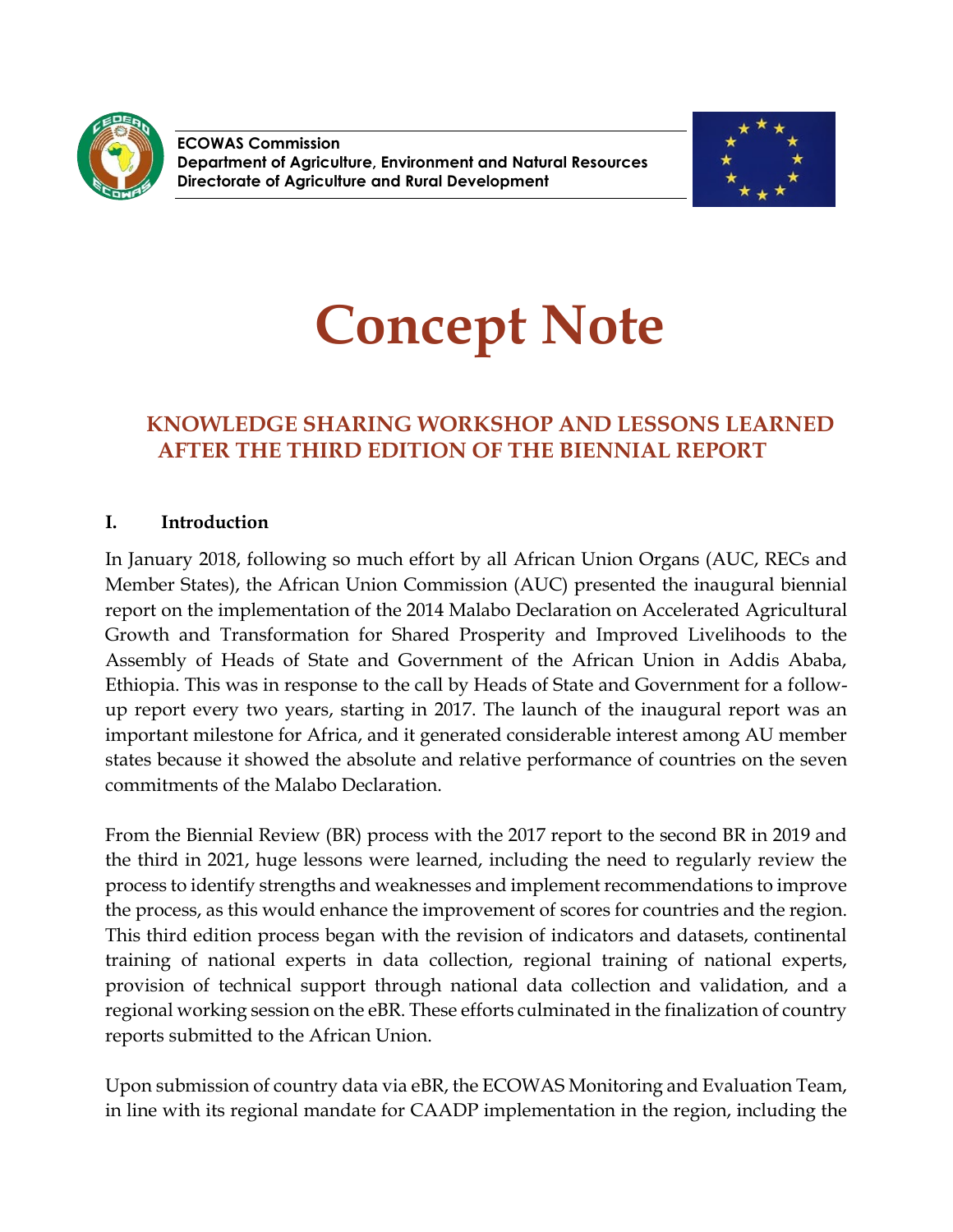ECOWAS Commission
**Department of Agriculture, Environment and Natural Resources**
**Directorate of Agriculture and Rural Development**

# Concept Note

## KNOWLEDGE SHARING WORKSHOP AND LESSONS LEARNED AFTER THE THIRD EDITION OF THE BIENNIAL REPORT

### I. Introduction

In January 2018, following so much effort by all African Union Organs (AUC, RECs and Member States), the African Union Commission (AUC) presented the inaugural biennial report on the implementation of the 2014 Malabo Declaration on Accelerated Agricultural Growth and Transformation for Shared Prosperity and Improved Livelihoods to the Assembly of Heads of State and Government of the African Union in Addis Ababa, Ethiopia. This was in response to the call by Heads of State and Government for a follow-up report every two years, starting in 2017. The launch of the inaugural report was an important milestone for Africa, and it generated considerable interest among AU member states because it showed the absolute and relative performance of countries on the seven commitments of the Malabo Declaration.

From the Biennial Review (BR) process with the 2017 report to the second BR in 2019 and the third in 2021, huge lessons were learned, including the need to regularly review the process to identify strengths and weaknesses and implement recommendations to improve the process, as this would enhance the improvement of scores for countries and the region. This third edition process began with the revision of indicators and datasets, continental training of national experts in data collection, regional training of national experts, provision of technical support through national data collection and validation, and a regional working session on the eBR. These efforts culminated in the finalization of country reports submitted to the African Union.

Upon submission of country data via eBR, the ECOWAS Monitoring and Evaluation Team, in line with its regional mandate for CAADP implementation in the region, including the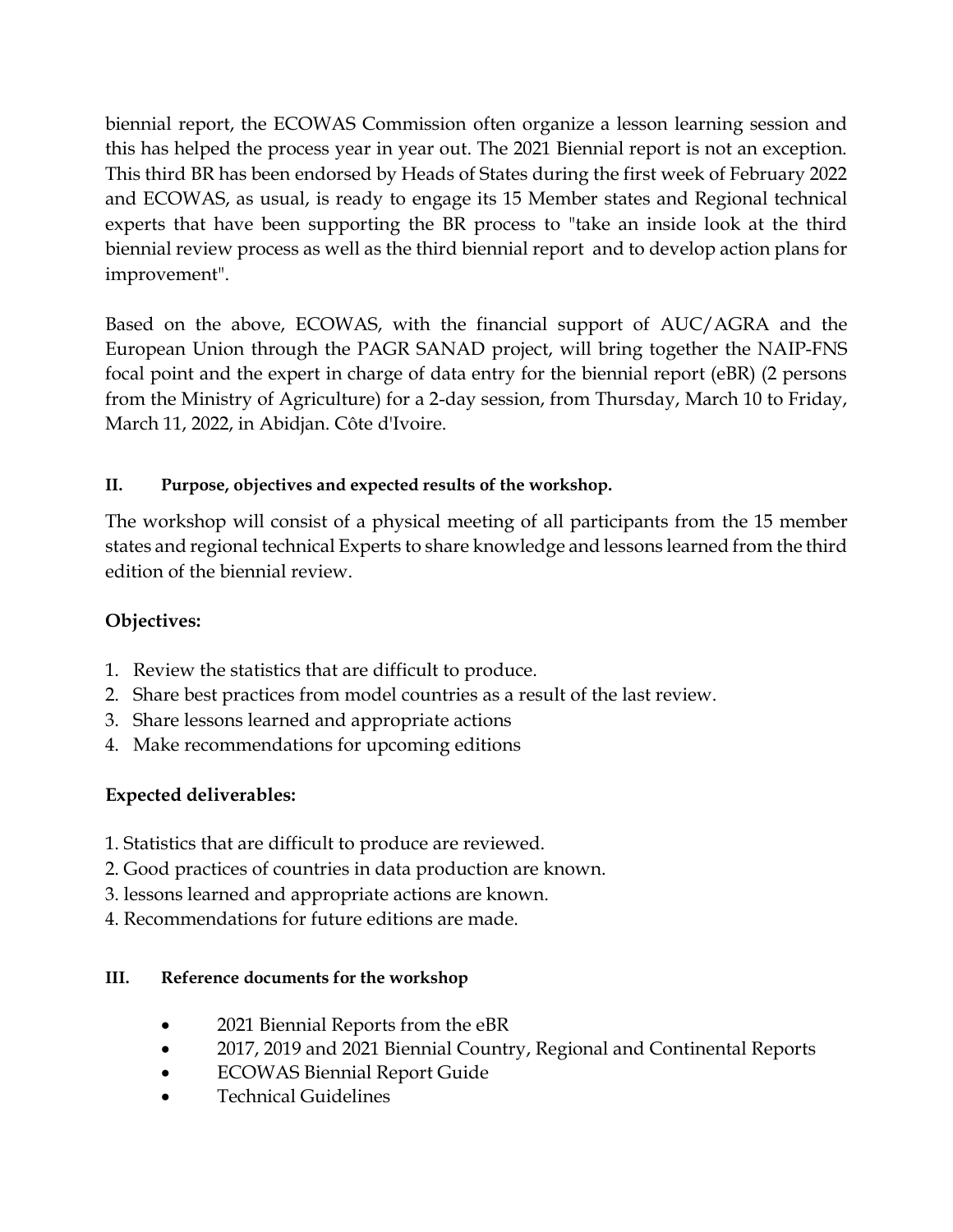biennial report, the ECOWAS Commission often organize a lesson learning session and this has helped the process year in year out. The 2021 Biennial report is not an exception. This third BR has been endorsed by Heads of States during the first week of February 2022 and ECOWAS, as usual, is ready to engage its 15 Member states and Regional technical experts that have been supporting the BR process to "take an inside look at the third biennial review process as well as the third biennial report and to develop action plans for improvement".

Based on the above, ECOWAS, with the financial support of AUC/AGRA and the European Union through the PAGR SANAD project, will bring together the NAIP-FNS focal point and the expert in charge of data entry for the biennial report (eBR) (2 persons from the Ministry of Agriculture) for a 2-day session, from Thursday, March 10 to Friday, March 11, 2022, in Abidjan. Côte d'Ivoire.

## II. Purpose, objectives and expected results of the workshop.

The workshop will consist of a physical meeting of all participants from the 15 member states and regional technical Experts to share knowledge and lessons learned from the third edition of the biennial review.

**Objectives:**

1. Review the statistics that are difficult to produce.
2. Share best practices from model countries as a result of the last review.
3. Share lessons learned and appropriate actions
4. Make recommendations for upcoming editions

**Expected deliverables:**

1. Statistics that are difficult to produce are reviewed.
2. Good practices of countries in data production are known.
3. lessons learned and appropriate actions are known.
4. Recommendations for future editions are made.

## III. Reference documents for the workshop

- 2021 Biennial Reports from the eBR
- 2017, 2019 and 2021 Biennial Country, Regional and Continental Reports
- ECOWAS Biennial Report Guide
- Technical Guidelines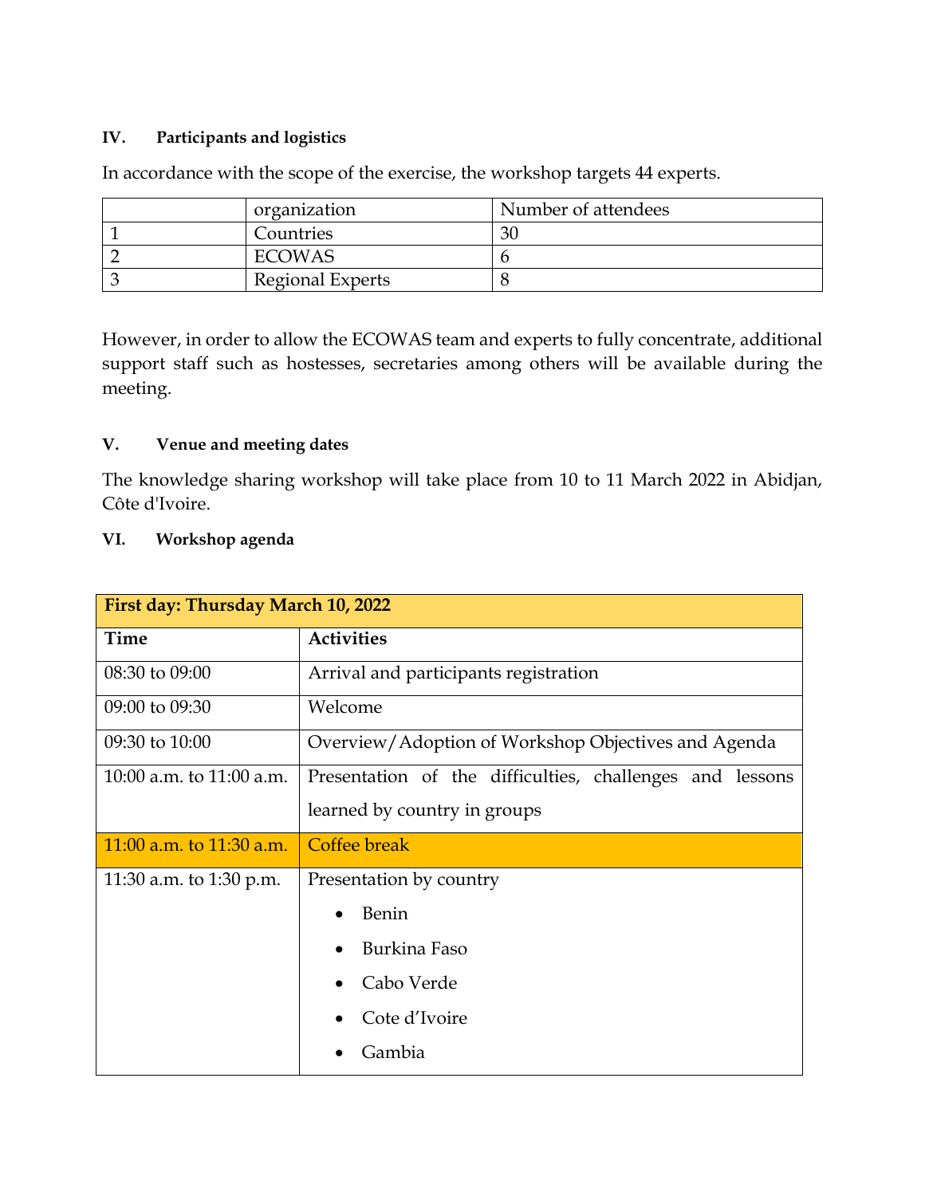### IV. Participants and logistics

In accordance with the scope of the exercise, the workshop targets 44 experts.

| | organization | Number of attendees |
|---|---|---|
| 1 | Countries | 30 |
| 2 | ECOWAS | 6 |
| 3 | Regional Experts | 8 |

However, in order to allow the ECOWAS team and experts to fully concentrate, additional support staff such as hostesses, secretaries among others will be available during the meeting.

### V. Venue and meeting dates

The knowledge sharing workshop will take place from 10 to 11 March 2022 in Abidjan, Côte d'Ivoire.

### VI. Workshop agenda

| First day: Thursday March 10, 2022 | |
|---|---|
| **Time** | **Activities** |
| 08:30 to 09:00 | Arrival and participants registration |
| 09:00 to 09:30 | Welcome |
| 09:30 to 10:00 | Overview/Adoption of Workshop Objectives and Agenda |
| 10:00 a.m. to 11:00 a.m. | Presentation of the difficulties, challenges and lessons learned by country in groups |
| 11:00 a.m. to 11:30 a.m. | Coffee break |
| 11:30 a.m. to 1:30 p.m. | Presentation by country<br>• Benin<br>• Burkina Faso<br>• Cabo Verde<br>• Cote d'Ivoire<br>• Gambia |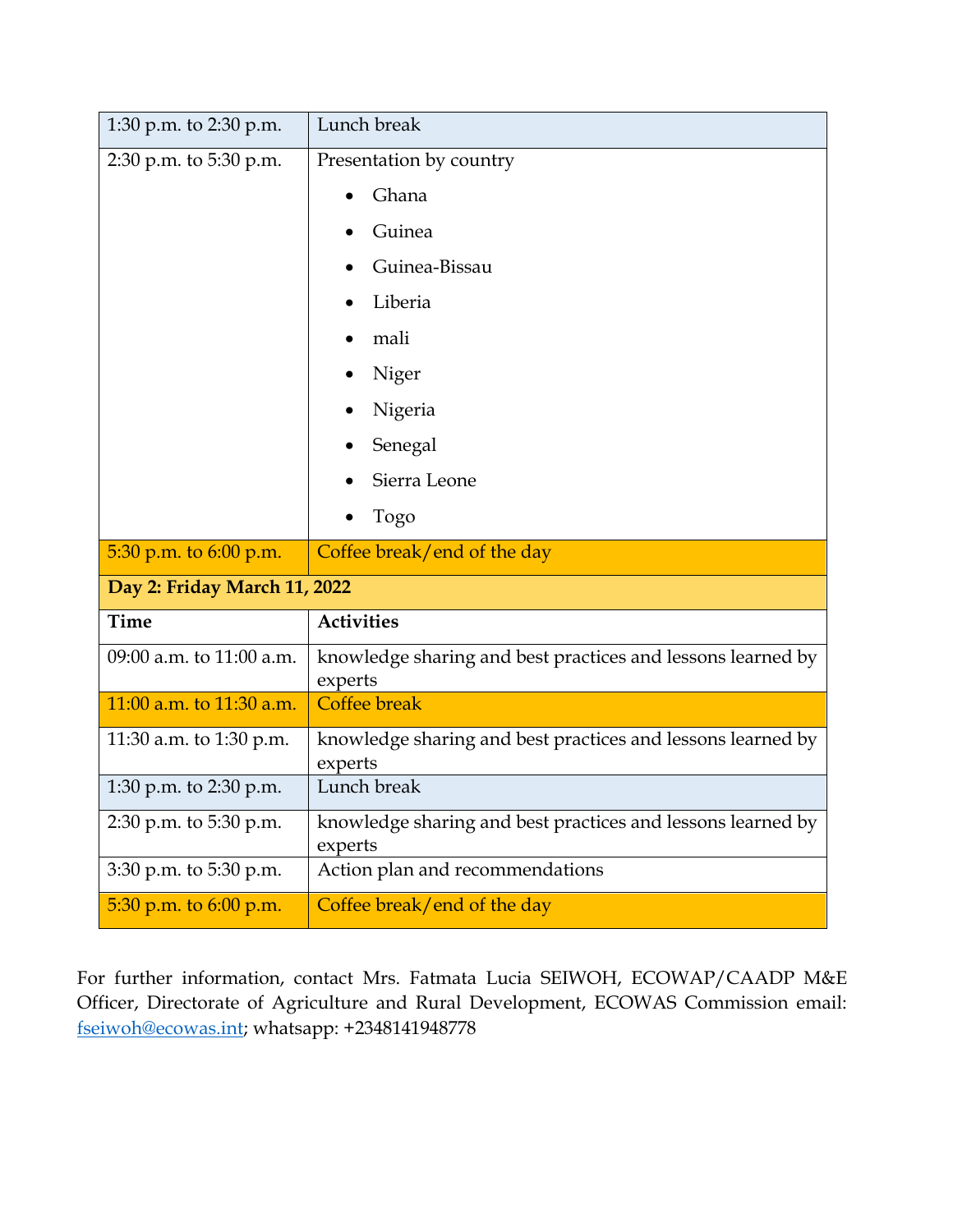| | |
|---|---|
| 1:30 p.m. to 2:30 p.m. | Lunch break |
| 2:30 p.m. to 5:30 p.m. | Presentation by country<br>• Ghana<br>• Guinea<br>• Guinea-Bissau<br>• Liberia<br>• mali<br>• Niger<br>• Nigeria<br>• Senegal<br>• Sierra Leone<br>• Togo |
| 5:30 p.m. to 6:00 p.m. | Coffee break/end of the day |
| **Day 2: Friday March 11, 2022** | |
| **Time** | **Activities** |
| 09:00 a.m. to 11:00 a.m. | knowledge sharing and best practices and lessons learned by experts |
| 11:00 a.m. to 11:30 a.m. | Coffee break |
| 11:30 a.m. to 1:30 p.m. | knowledge sharing and best practices and lessons learned by experts |
| 1:30 p.m. to 2:30 p.m. | Lunch break |
| 2:30 p.m. to 5:30 p.m. | knowledge sharing and best practices and lessons learned by experts |
| 3:30 p.m. to 5:30 p.m. | Action plan and recommendations |
| 5:30 p.m. to 6:00 p.m. | Coffee break/end of the day |

For further information, contact Mrs. Fatmata Lucia SEIWOH, ECOWAP/CAADP M&E Officer, Directorate of Agriculture and Rural Development, ECOWAS Commission email: fseiwoh@ecowas.int; whatsapp: +2348141948778